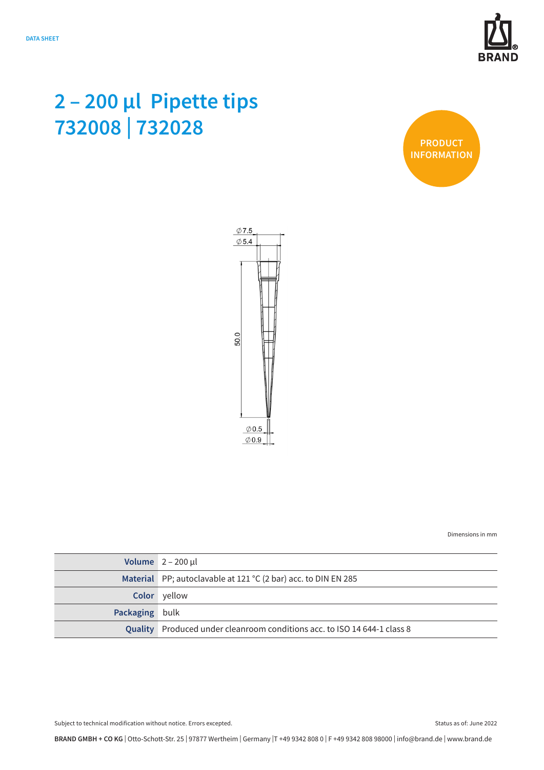DATA SHEET

# 2 – 200 µl Pipette tips
# 732008 | 732028

PRODUCT INFORMATION

Ø7.5
Ø5.4
50.0
Ø0.5
Ø0.9

Dimensions in mm

| | |
|---|---|
| **Volume** | 2 – 200 µl |
| **Material** | PP; autoclavable at 121 °C (2 bar) acc. to DIN EN 285 |
| **Color** | yellow |
| **Packaging** | bulk |
| **Quality** | Produced under cleanroom conditions acc. to ISO 14 644-1 class 8 |

Subject to technical modification without notice. Errors excepted.

Status as of: June 2022

**BRAND GMBH + CO KG** | Otto-Schott-Str. 25 | 97877 Wertheim | Germany | T +49 9342 808 0 | F +49 9342 808 98000 | info@brand.de | www.brand.de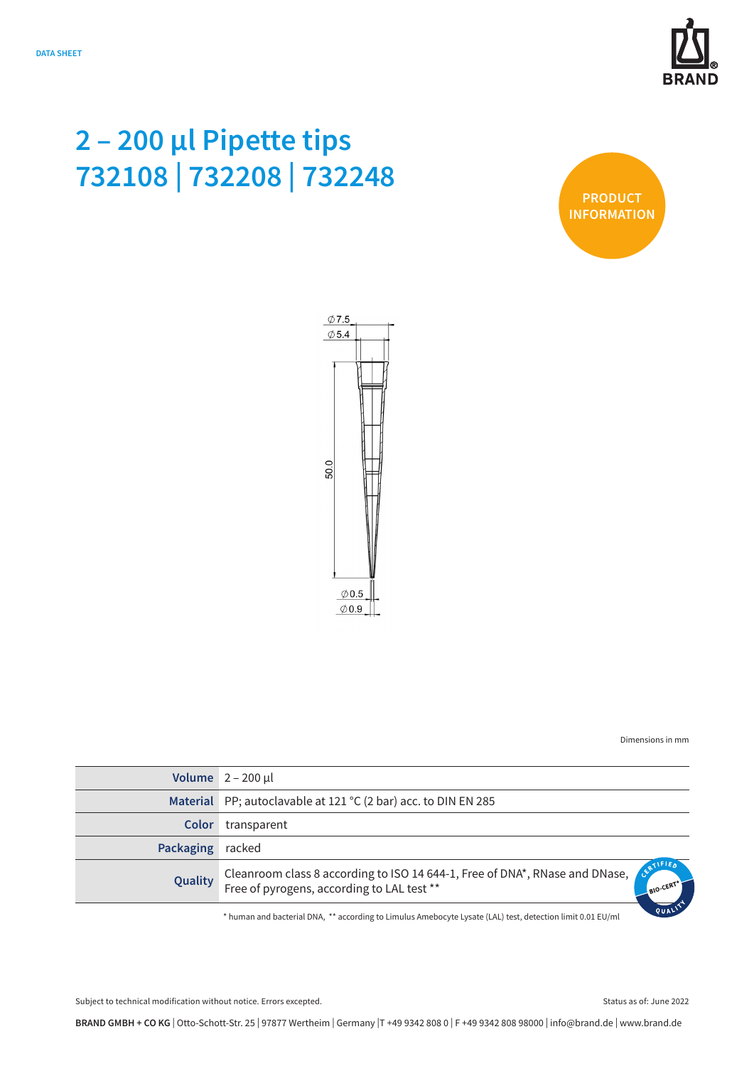DATA SHEET

# 2 – 200 µl Pipette tips 732108 | 732208 | 732248

PRODUCT INFORMATION

Dimensions in mm

| | |
|---|---|
| **Volume** | 2 – 200 µl |
| **Material** | PP; autoclavable at 121 °C (2 bar) acc. to DIN EN 285 |
| **Color** | transparent |
| **Packaging** | racked |
| **Quality** | Cleanroom class 8 according to ISO 14 644-1, Free of DNA*, RNase and DNase, Free of pyrogens, according to LAL test ** |

* human and bacterial DNA, ** according to Limulus Amebocyte Lysate (LAL) test, detection limit 0.01 EU/ml

Subject to technical modification without notice. Errors excepted.

Status as of: June 2022

**BRAND GMBH + CO KG** | Otto-Schott-Str. 25 | 97877 Wertheim | Germany |T +49 9342 808 0 | F +49 9342 808 98000 | info@brand.de | www.brand.de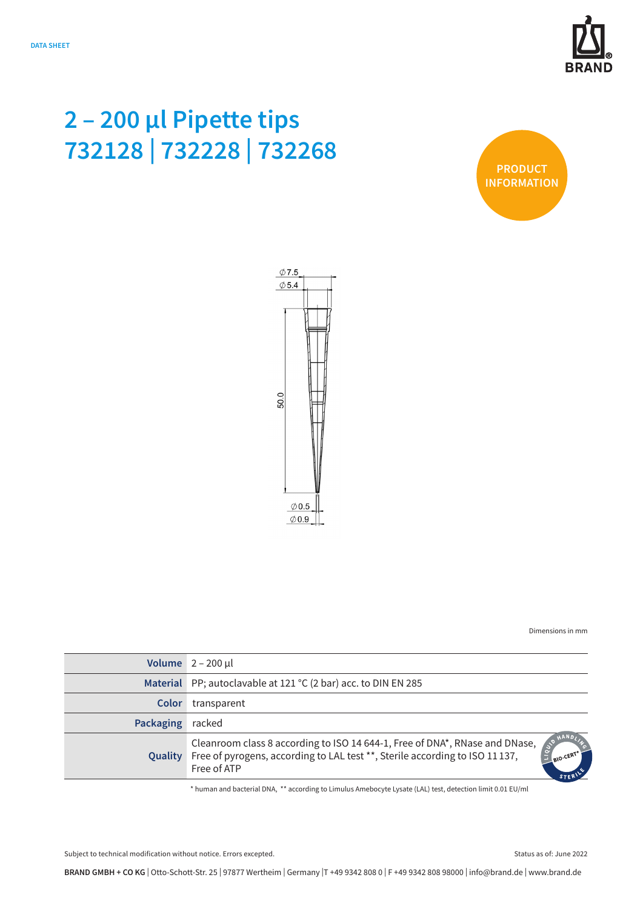DATA SHEET

# 2 – 200 µl Pipette tips
# 732128 | 732228 | 732268

PRODUCT INFORMATION

∅7.5
∅5.4
50.0
∅0.5
∅0.9

Dimensions in mm

| | |
|---|---|
| **Volume** | 2 – 200 µl |
| **Material** | PP; autoclavable at 121 °C (2 bar) acc. to DIN EN 285 |
| **Color** | transparent |
| **Packaging** | racked |
| **Quality** | Cleanroom class 8 according to ISO 14 644-1, Free of DNA*, RNase and DNase, Free of pyrogens, according to LAL test **, Sterile according to ISO 11 137, Free of ATP |

\* human and bacterial DNA, ** according to Limulus Amebocyte Lysate (LAL) test, detection limit 0.01 EU/ml

Subject to technical modification without notice. Errors excepted.

Status as of: June 2022

**BRAND GMBH + CO KG** | Otto-Schott-Str. 25 | 97877 Wertheim | Germany | T +49 9342 808 0 | F +49 9342 808 98000 | info@brand.de | www.brand.de